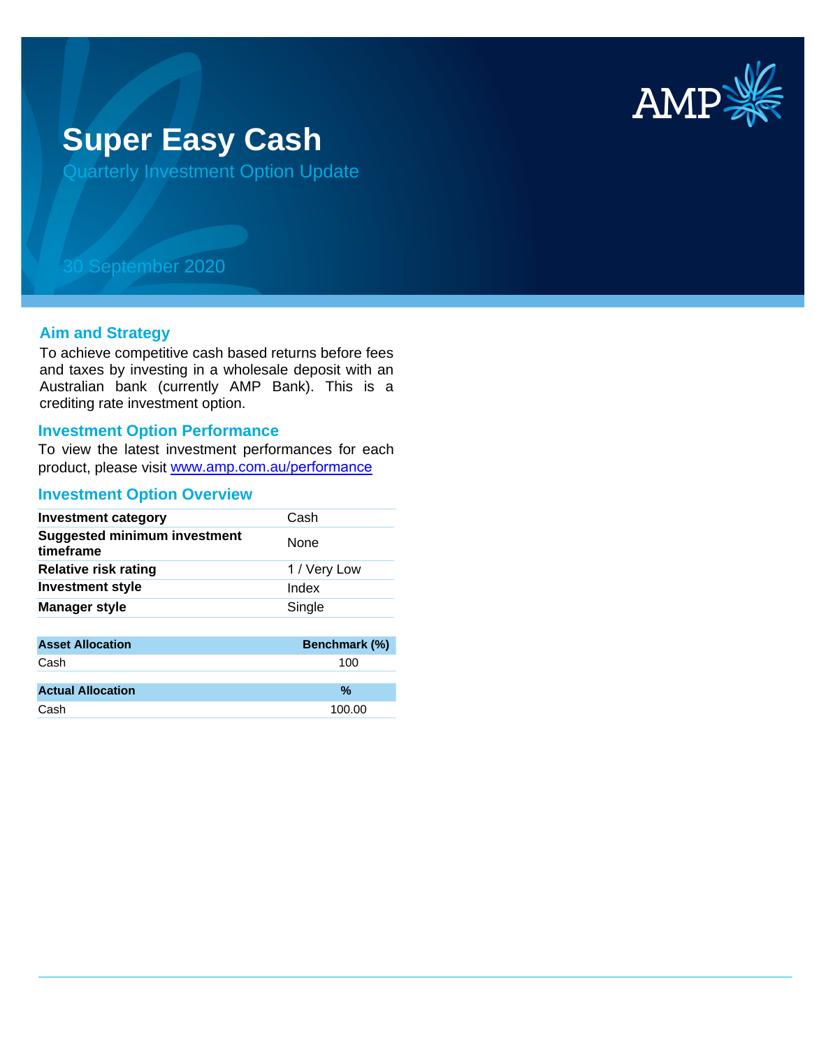# Super Easy Cash

Quarterly Investment Option Update

30 September 2020

## Aim and Strategy

To achieve competitive cash based returns before fees and taxes by investing in a wholesale deposit with an Australian bank (currently AMP Bank). This is a crediting rate investment option.

## Investment Option Performance

To view the latest investment performances for each product, please visit www.amp.com.au/performance

## Investment Option Overview

| | |
|---|---|
| **Investment category** | Cash |
| **Suggested minimum investment timeframe** | None |
| **Relative risk rating** | 1 / Very Low |
| **Investment style** | Index |
| **Manager style** | Single |

| Asset Allocation | Benchmark (%) |
|---|---|
| Cash | 100 |

| Actual Allocation | % |
|---|---|
| Cash | 100.00 |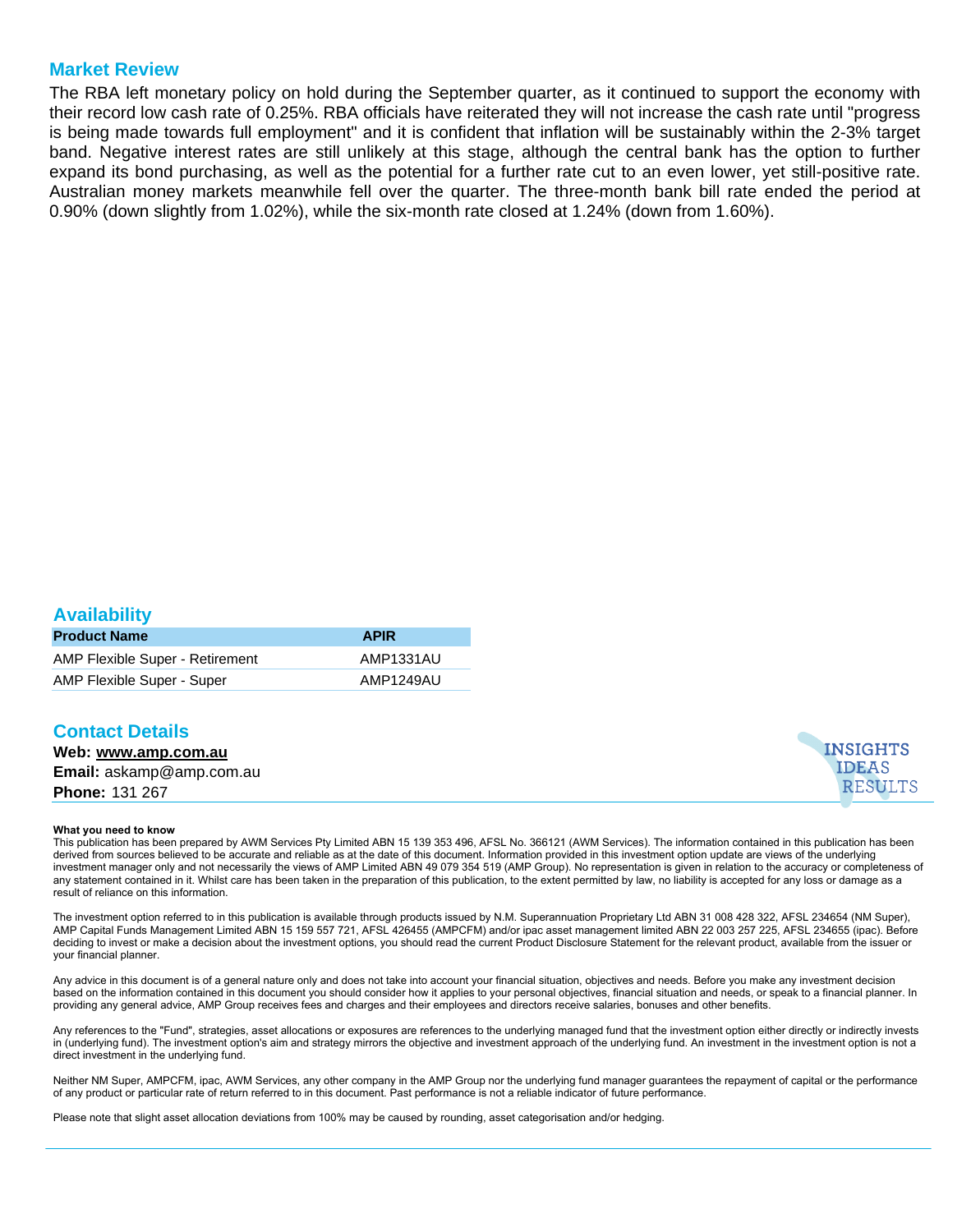## Market Review

The RBA left monetary policy on hold during the September quarter, as it continued to support the economy with their record low cash rate of 0.25%. RBA officials have reiterated they will not increase the cash rate until "progress is being made towards full employment" and it is confident that inflation will be sustainably within the 2-3% target band. Negative interest rates are still unlikely at this stage, although the central bank has the option to further expand its bond purchasing, as well as the potential for a further rate cut to an even lower, yet still-positive rate. Australian money markets meanwhile fell over the quarter. The three-month bank bill rate ended the period at 0.90% (down slightly from 1.02%), while the six-month rate closed at 1.24% (down from 1.60%).

## Availability

| Product Name | APIR |
| --- | --- |
| AMP Flexible Super - Retirement | AMP1331AU |
| AMP Flexible Super - Super | AMP1249AU |

## Contact Details

**Web:** **www.amp.com.au**
**Email:** askamp@amp.com.au
**Phone:** 131 267

INSIGHTS
IDEAS
RESULTS

**What you need to know**

This publication has been prepared by AWM Services Pty Limited ABN 15 139 353 496, AFSL No. 366121 (AWM Services). The information contained in this publication has been derived from sources believed to be accurate and reliable as at the date of this document. Information provided in this investment option update are views of the underlying investment manager only and not necessarily the views of AMP Limited ABN 49 079 354 519 (AMP Group). No representation is given in relation to the accuracy or completeness of any statement contained in it. Whilst care has been taken in the preparation of this publication, to the extent permitted by law, no liability is accepted for any loss or damage as a result of reliance on this information.

The investment option referred to in this publication is available through products issued by N.M. Superannuation Proprietary Ltd ABN 31 008 428 322, AFSL 234654 (NM Super), AMP Capital Funds Management Limited ABN 15 159 557 721, AFSL 426455 (AMPCFM) and/or ipac asset management limited ABN 22 003 257 225, AFSL 234655 (ipac). Before deciding to invest or make a decision about the investment options, you should read the current Product Disclosure Statement for the relevant product, available from the issuer or your financial planner.

Any advice in this document is of a general nature only and does not take into account your financial situation, objectives and needs. Before you make any investment decision based on the information contained in this document you should consider how it applies to your personal objectives, financial situation and needs, or speak to a financial planner. In providing any general advice, AMP Group receives fees and charges and their employees and directors receive salaries, bonuses and other benefits.

Any references to the "Fund", strategies, asset allocations or exposures are references to the underlying managed fund that the investment option either directly or indirectly invests in (underlying fund). The investment option's aim and strategy mirrors the objective and investment approach of the underlying fund. An investment in the investment option is not a direct investment in the underlying fund.

Neither NM Super, AMPCFM, ipac, AWM Services, any other company in the AMP Group nor the underlying fund manager guarantees the repayment of capital or the performance of any product or particular rate of return referred to in this document. Past performance is not a reliable indicator of future performance.

Please note that slight asset allocation deviations from 100% may be caused by rounding, asset categorisation and/or hedging.